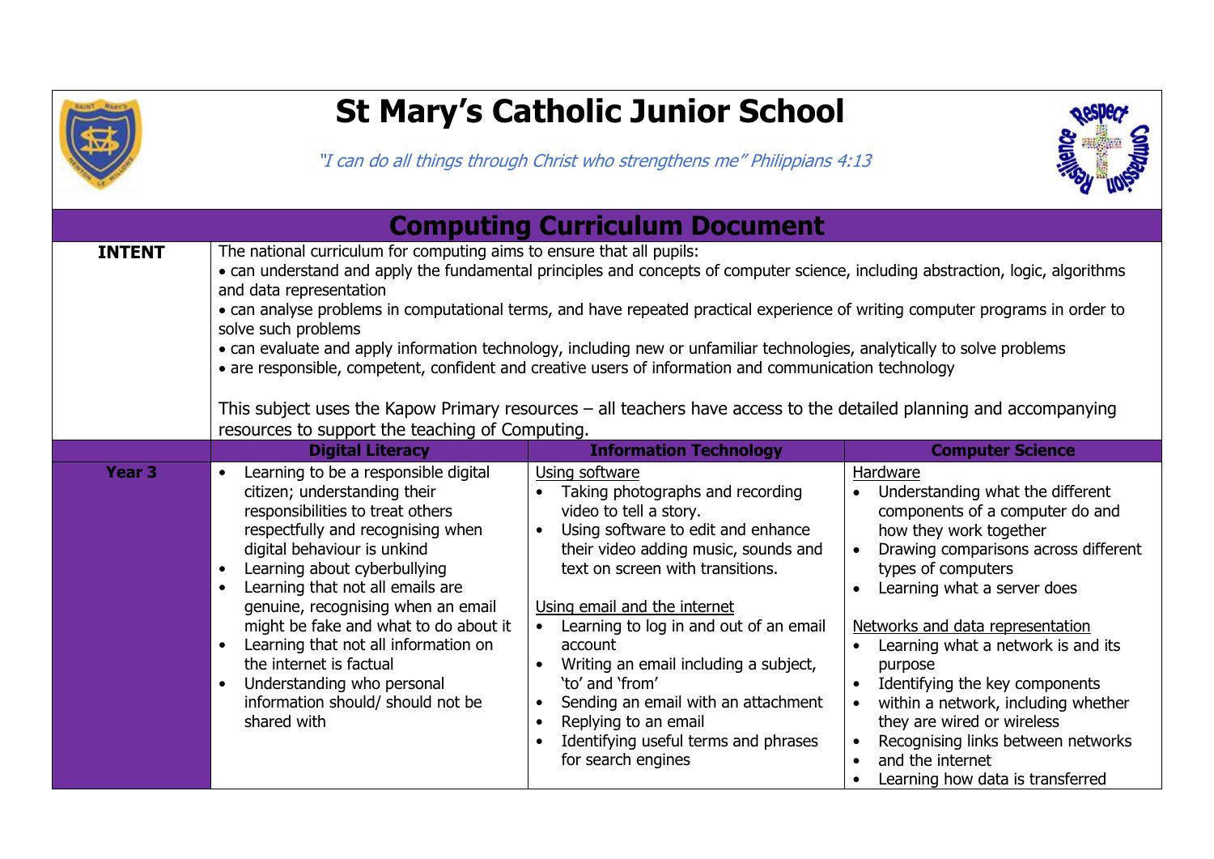# St Mary's Catholic Junior School

*"I can do all things through Christ who strengthens me" Philippians 4:13*

## Computing Curriculum Document

| | | | |
|---|---|---|---|
| **INTENT** | The national curriculum for computing aims to ensure that all pupils:<br>• can understand and apply the fundamental principles and concepts of computer science, including abstraction, logic, algorithms and data representation<br>• can analyse problems in computational terms, and have repeated practical experience of writing computer programs in order to solve such problems<br>• can evaluate and apply information technology, including new or unfamiliar technologies, analytically to solve problems<br>• are responsible, competent, confident and creative users of information and communication technology<br><br>This subject uses the Kapow Primary resources – all teachers have access to the detailed planning and accompanying resources to support the teaching of Computing. | | |
| | **Digital Literacy** | **Information Technology** | **Computer Science** |
| **Year 3** | • Learning to be a responsible digital citizen; understanding their responsibilities to treat others respectfully and recognising when digital behaviour is unkind<br>• Learning about cyberbullying<br>• Learning that not all emails are genuine, recognising when an email might be fake and what to do about it<br>• Learning that not all information on the internet is factual<br>• Understanding who personal information should/ should not be shared with | Using software<br>• Taking photographs and recording video to tell a story.<br>• Using software to edit and enhance their video adding music, sounds and text on screen with transitions.<br><br>Using email and the internet<br>• Learning to log in and out of an email account<br>• Writing an email including a subject, 'to' and 'from'<br>• Sending an email with an attachment<br>• Replying to an email<br>• Identifying useful terms and phrases for search engines | Hardware<br>• Understanding what the different components of a computer do and how they work together<br>• Drawing comparisons across different types of computers<br>• Learning what a server does<br><br>Networks and data representation<br>• Learning what a network is and its purpose<br>• Identifying the key components<br>• within a network, including whether they are wired or wireless<br>• Recognising links between networks<br>• and the internet<br>• Learning how data is transferred |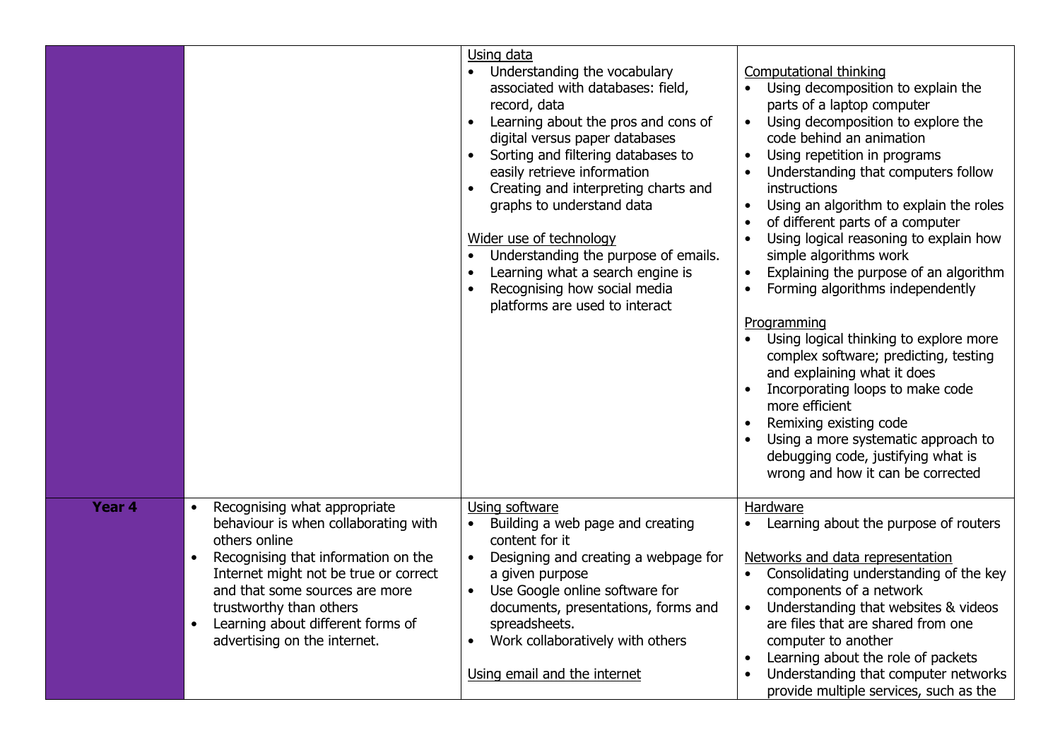| | | | |
|---|---|---|---|
| | | Using data<br>• Understanding the vocabulary associated with databases: field, record, data<br>• Learning about the pros and cons of digital versus paper databases<br>• Sorting and filtering databases to easily retrieve information<br>• Creating and interpreting charts and graphs to understand data<br><br>Wider use of technology<br>• Understanding the purpose of emails.<br>• Learning what a search engine is<br>• Recognising how social media platforms are used to interact | Computational thinking<br>• Using decomposition to explain the parts of a laptop computer<br>• Using decomposition to explore the code behind an animation<br>• Using repetition in programs<br>• Understanding that computers follow instructions<br>• Using an algorithm to explain the roles<br>• of different parts of a computer<br>• Using logical reasoning to explain how simple algorithms work<br>• Explaining the purpose of an algorithm<br>• Forming algorithms independently<br><br>Programming<br>• Using logical thinking to explore more complex software; predicting, testing and explaining what it does<br>• Incorporating loops to make code more efficient<br>• Remixing existing code<br>• Using a more systematic approach to debugging code, justifying what is wrong and how it can be corrected |
| **Year 4** | • Recognising what appropriate behaviour is when collaborating with others online<br>• Recognising that information on the Internet might not be true or correct and that some sources are more trustworthy than others<br>• Learning about different forms of advertising on the internet. | Using software<br>• Building a web page and creating content for it<br>• Designing and creating a webpage for a given purpose<br>• Use Google online software for documents, presentations, forms and spreadsheets.<br>• Work collaboratively with others<br><br>Using email and the internet | Hardware<br>• Learning about the purpose of routers<br><br>Networks and data representation<br>• Consolidating understanding of the key components of a network<br>• Understanding that websites & videos are files that are shared from one computer to another<br>• Learning about the role of packets<br>• Understanding that computer networks provide multiple services, such as the |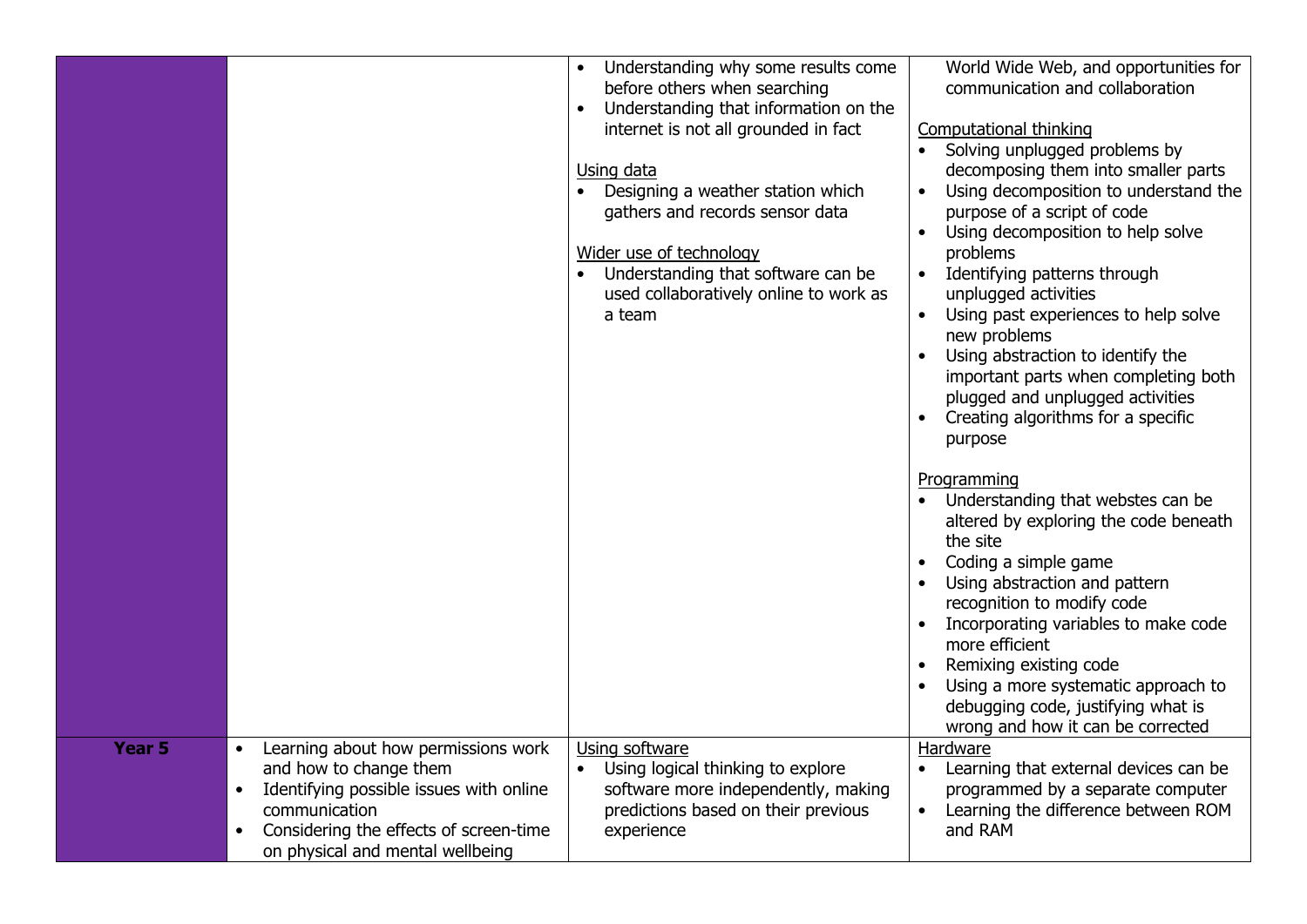| | | | |
|---|---|---|---|
| | | • Understanding why some results come before others when searching<br>• Understanding that information on the internet is not all grounded in fact<br><br><u>Using data</u><br>• Designing a weather station which gathers and records sensor data<br><br><u>Wider use of technology</u><br>• Understanding that software can be used collaboratively online to work as a team | World Wide Web, and opportunities for communication and collaboration<br><br><u>Computational thinking</u><br>• Solving unplugged problems by decomposing them into smaller parts<br>• Using decomposition to understand the purpose of a script of code<br>• Using decomposition to help solve problems<br>• Identifying patterns through unplugged activities<br>• Using past experiences to help solve new problems<br>• Using abstraction to identify the important parts when completing both plugged and unplugged activities<br>• Creating algorithms for a specific purpose<br><br><u>Programming</u><br>• Understanding that webstes can be altered by exploring the code beneath the site<br>• Coding a simple game<br>• Using abstraction and pattern recognition to modify code<br>• Incorporating variables to make code more efficient<br>• Remixing existing code<br>• Using a more systematic approach to debugging code, justifying what is wrong and how it can be corrected |
| **Year 5** | • Learning about how permissions work and how to change them<br>• Identifying possible issues with online communication<br>• Considering the effects of screen-time on physical and mental wellbeing | <u>Using software</u><br>• Using logical thinking to explore software more independently, making predictions based on their previous experience | <u>Hardware</u><br>• Learning that external devices can be programmed by a separate computer<br>• Learning the difference between ROM and RAM |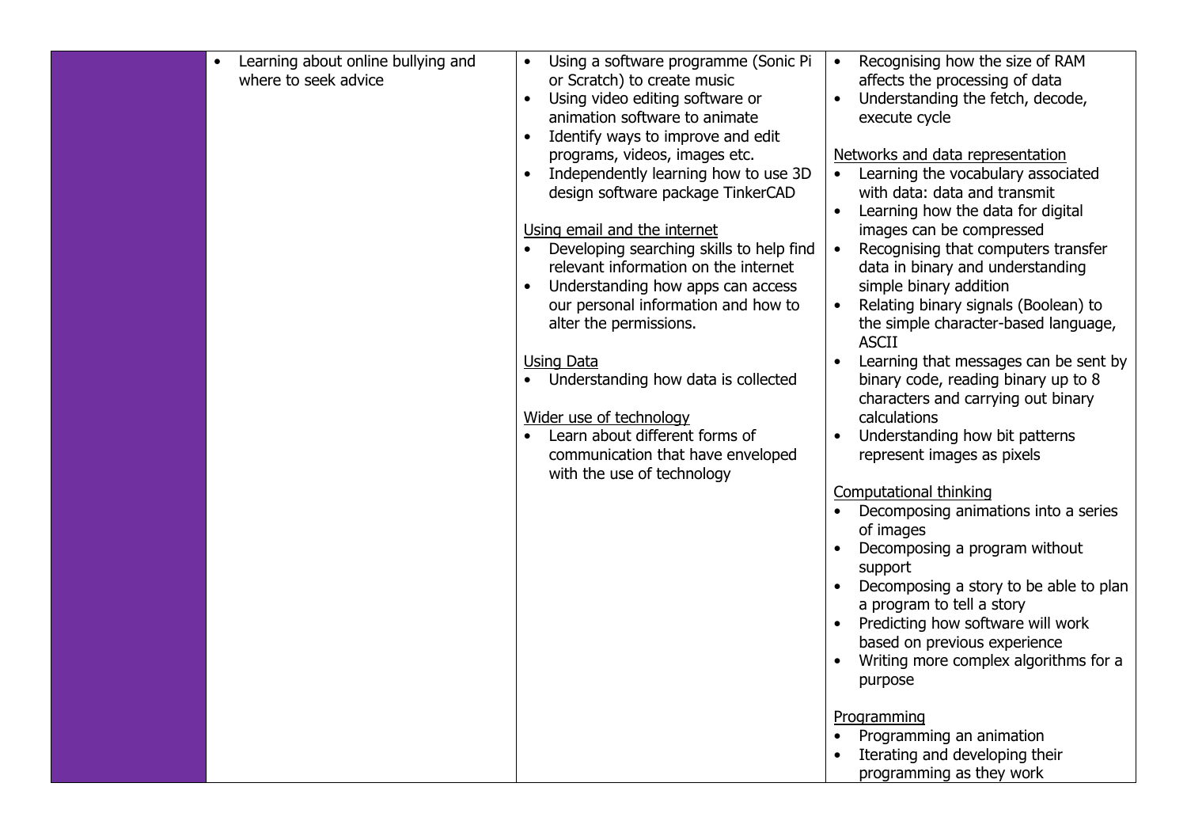| | | | |
|---|---|---|---|
| | • Learning about online bullying and where to seek advice | • Using a software programme (Sonic Pi or Scratch) to create music<br>• Using video editing software or animation software to animate<br>• Identify ways to improve and edit programs, videos, images etc.<br>• Independently learning how to use 3D design software package TinkerCAD<br><br><u>Using email and the internet</u><br>• Developing searching skills to help find relevant information on the internet<br>• Understanding how apps can access our personal information and how to alter the permissions.<br><br><u>Using Data</u><br>• Understanding how data is collected<br><br><u>Wider use of technology</u><br>• Learn about different forms of communication that have enveloped with the use of technology | • Recognising how the size of RAM affects the processing of data<br>• Understanding the fetch, decode, execute cycle<br><br><u>Networks and data representation</u><br>• Learning the vocabulary associated with data: data and transmit<br>• Learning how the data for digital images can be compressed<br>• Recognising that computers transfer data in binary and understanding simple binary addition<br>• Relating binary signals (Boolean) to the simple character-based language, ASCII<br>• Learning that messages can be sent by binary code, reading binary up to 8 characters and carrying out binary calculations<br>• Understanding how bit patterns represent images as pixels<br><br><u>Computational thinking</u><br>• Decomposing animations into a series of images<br>• Decomposing a program without support<br>• Decomposing a story to be able to plan a program to tell a story<br>• Predicting how software will work based on previous experience<br>• Writing more complex algorithms for a purpose<br><br><u>Programming</u><br>• Programming an animation<br>• Iterating and developing their programming as they work |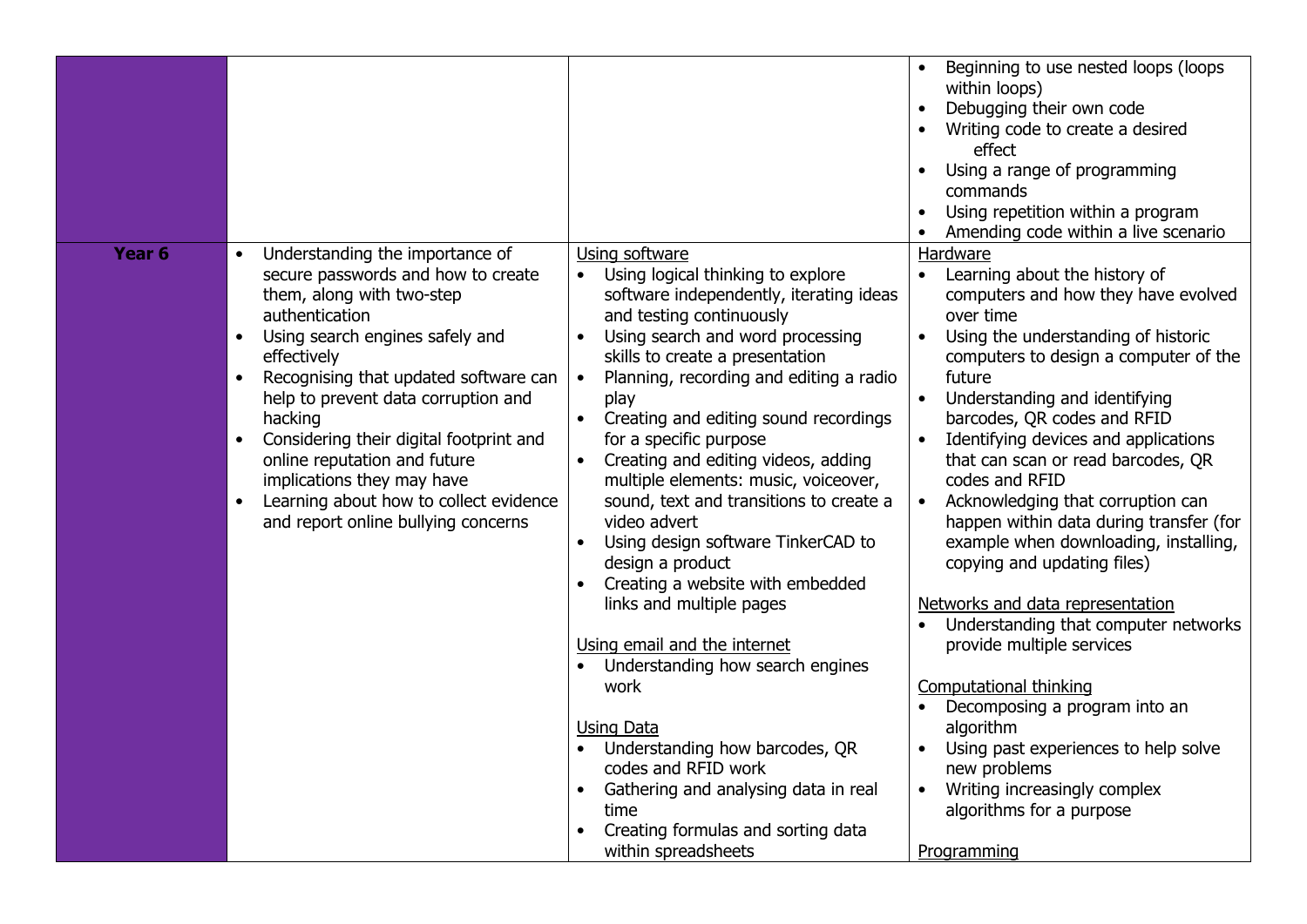| | | | |
|---|---|---|---|
| | | | • Beginning to use nested loops (loops within loops)<br>• Debugging their own code<br>• Writing code to create a desired effect<br>• Using a range of programming commands<br>• Using repetition within a program<br>• Amending code within a live scenario |
| **Year 6** | • Understanding the importance of secure passwords and how to create them, along with two-step authentication<br>• Using search engines safely and effectively<br>• Recognising that updated software can help to prevent data corruption and hacking<br>• Considering their digital footprint and online reputation and future implications they may have<br>• Learning about how to collect evidence and report online bullying concerns | <u>Using software</u><br>• Using logical thinking to explore software independently, iterating ideas and testing continuously<br>• Using search and word processing skills to create a presentation<br>• Planning, recording and editing a radio play<br>• Creating and editing sound recordings for a specific purpose<br>• Creating and editing videos, adding multiple elements: music, voiceover, sound, text and transitions to create a video advert<br>• Using design software TinkerCAD to design a product<br>• Creating a website with embedded links and multiple pages<br><br><u>Using email and the internet</u><br>• Understanding how search engines work<br><br><u>Using Data</u><br>• Understanding how barcodes, QR codes and RFID work<br>• Gathering and analysing data in real time<br>• Creating formulas and sorting data within spreadsheets | <u>Hardware</u><br>• Learning about the history of computers and how they have evolved over time<br>• Using the understanding of historic computers to design a computer of the future<br>• Understanding and identifying barcodes, QR codes and RFID<br>• Identifying devices and applications that can scan or read barcodes, QR codes and RFID<br>• Acknowledging that corruption can happen within data during transfer (for example when downloading, installing, copying and updating files)<br><br><u>Networks and data representation</u><br>• Understanding that computer networks provide multiple services<br><br><u>Computational thinking</u><br>• Decomposing a program into an algorithm<br>• Using past experiences to help solve new problems<br>• Writing increasingly complex algorithms for a purpose<br><br><u>Programming</u> |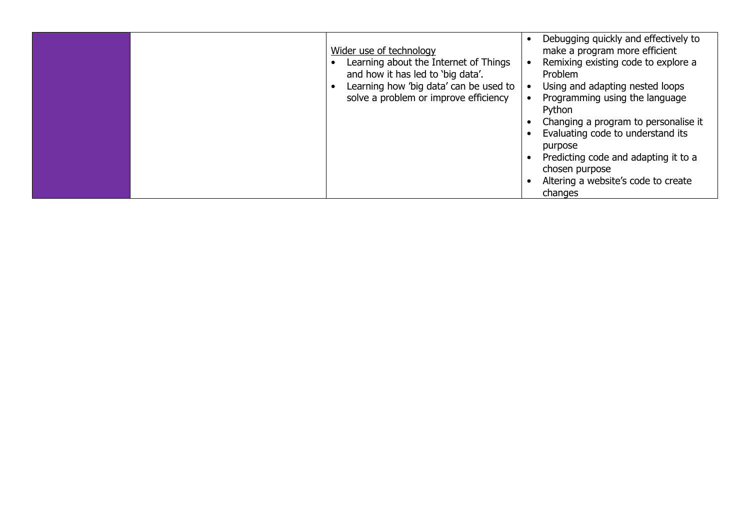| | | | |
|---|---|---|---|
| | | <u>Wider use of technology</u><br>• Learning about the Internet of Things and how it has led to 'big data'.<br>• Learning how 'big data' can be used to solve a problem or improve efficiency | • Debugging quickly and effectively to make a program more efficient<br>• Remixing existing code to explore a Problem<br>• Using and adapting nested loops<br>• Programming using the language Python<br>• Changing a program to personalise it<br>• Evaluating code to understand its purpose<br>• Predicting code and adapting it to a chosen purpose<br>• Altering a website's code to create changes |